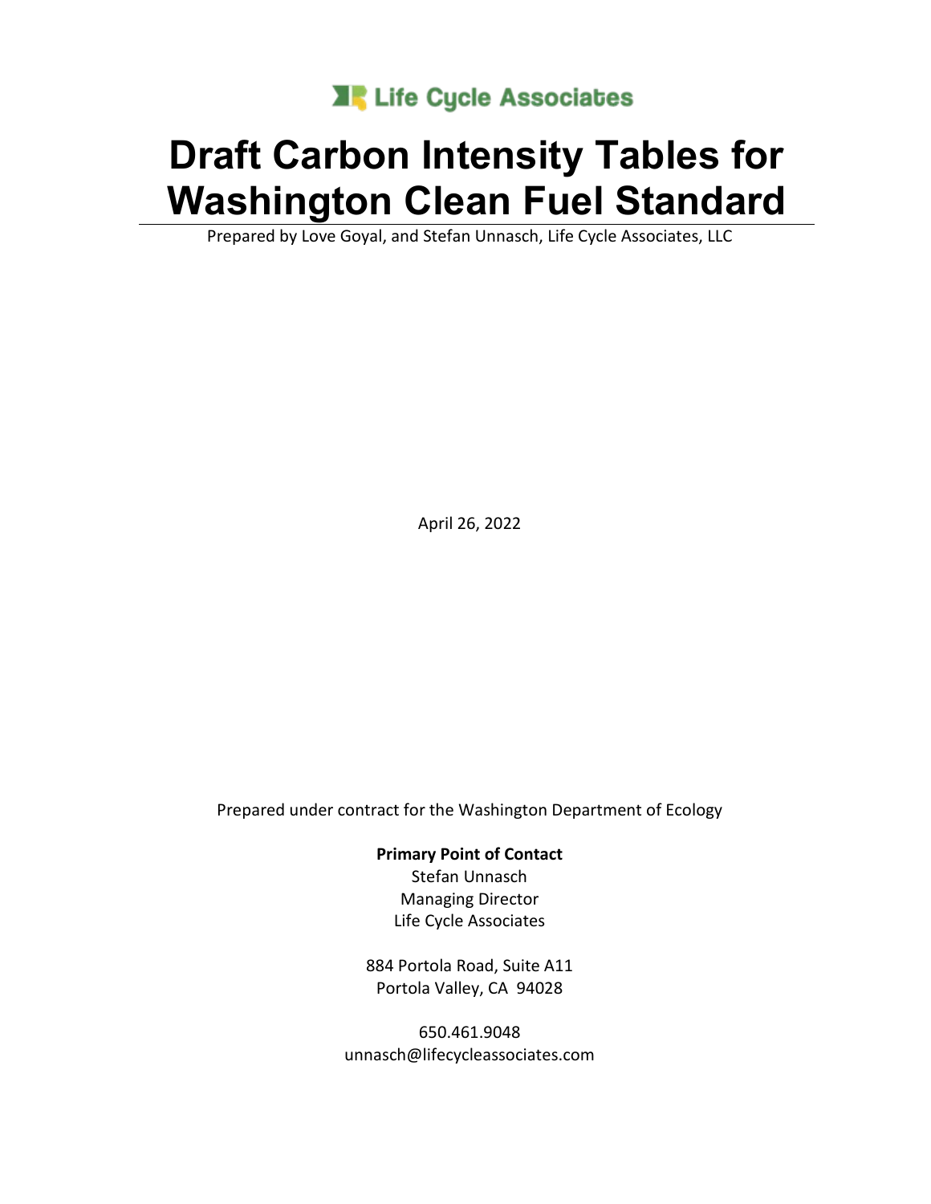Life Cycle Associates

# Draft Carbon Intensity Tables for Washington Clean Fuel Standard

Prepared by Love Goyal, and Stefan Unnasch, Life Cycle Associates, LLC

April 26, 2022

Prepared under contract for the Washington Department of Ecology

**Primary Point of Contact**
Stefan Unnasch
Managing Director
Life Cycle Associates

884 Portola Road, Suite A11
Portola Valley, CA 94028

650.461.9048
unnasch@lifecycleassociates.com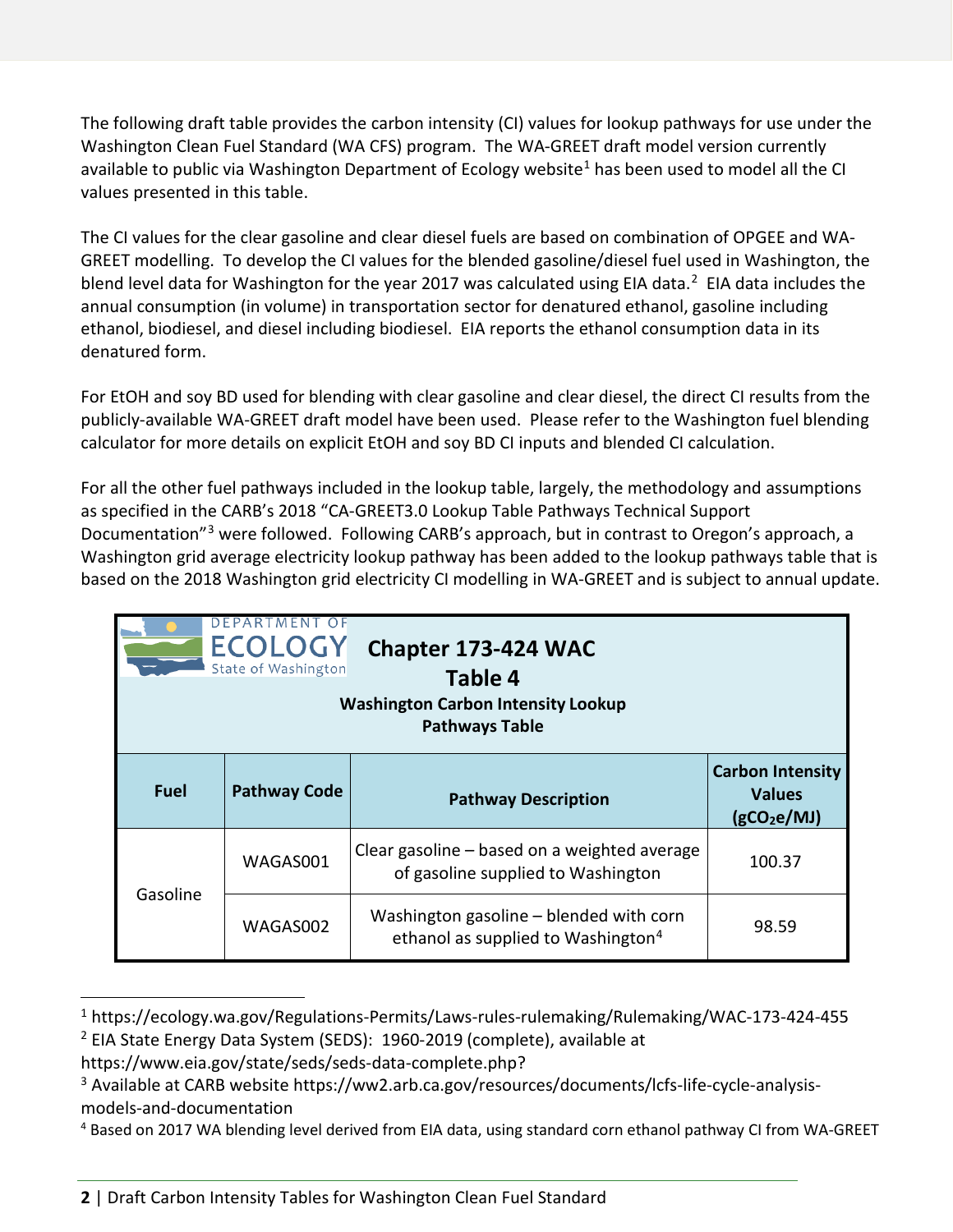The following draft table provides the carbon intensity (CI) values for lookup pathways for use under the Washington Clean Fuel Standard (WA CFS) program. The WA-GREET draft model version currently available to public via Washington Department of Ecology website[1] has been used to model all the CI values presented in this table.

The CI values for the clear gasoline and clear diesel fuels are based on combination of OPGEE and WA-GREET modelling. To develop the CI values for the blended gasoline/diesel fuel used in Washington, the blend level data for Washington for the year 2017 was calculated using EIA data.[2] EIA data includes the annual consumption (in volume) in transportation sector for denatured ethanol, gasoline including ethanol, biodiesel, and diesel including biodiesel. EIA reports the ethanol consumption data in its denatured form.

For EtOH and soy BD used for blending with clear gasoline and clear diesel, the direct CI results from the publicly-available WA-GREET draft model have been used. Please refer to the Washington fuel blending calculator for more details on explicit EtOH and soy BD CI inputs and blended CI calculation.

For all the other fuel pathways included in the lookup table, largely, the methodology and assumptions as specified in the CARB's 2018 "CA-GREET3.0 Lookup Table Pathways Technical Support Documentation"[3] were followed. Following CARB's approach, but in contrast to Oregon's approach, a Washington grid average electricity lookup pathway has been added to the lookup pathways table that is based on the 2018 Washington grid electricity CI modelling in WA-GREET and is subject to annual update.

DEPARTMENT OF ECOLOGY State of Washington

## Chapter 173-424 WAC
## Table 4
### Washington Carbon Intensity Lookup Pathways Table

| Fuel | Pathway Code | Pathway Description | Carbon Intensity Values ($gCO_2e/MJ$) |
|---|---|---|---|
| Gasoline | WAGAS001 | Clear gasoline – based on a weighted average of gasoline supplied to Washington | 100.37 |
| | WAGAS002 | Washington gasoline – blended with corn ethanol as supplied to Washington[4] | 98.59 |

[1] https://ecology.wa.gov/Regulations-Permits/Laws-rules-rulemaking/Rulemaking/WAC-173-424-455

[2] EIA State Energy Data System (SEDS): 1960-2019 (complete), available at https://www.eia.gov/state/seds/seds-data-complete.php?

[3] Available at CARB website https://ww2.arb.ca.gov/resources/documents/lcfs-life-cycle-analysis-models-and-documentation

[4] Based on 2017 WA blending level derived from EIA data, using standard corn ethanol pathway CI from WA-GREET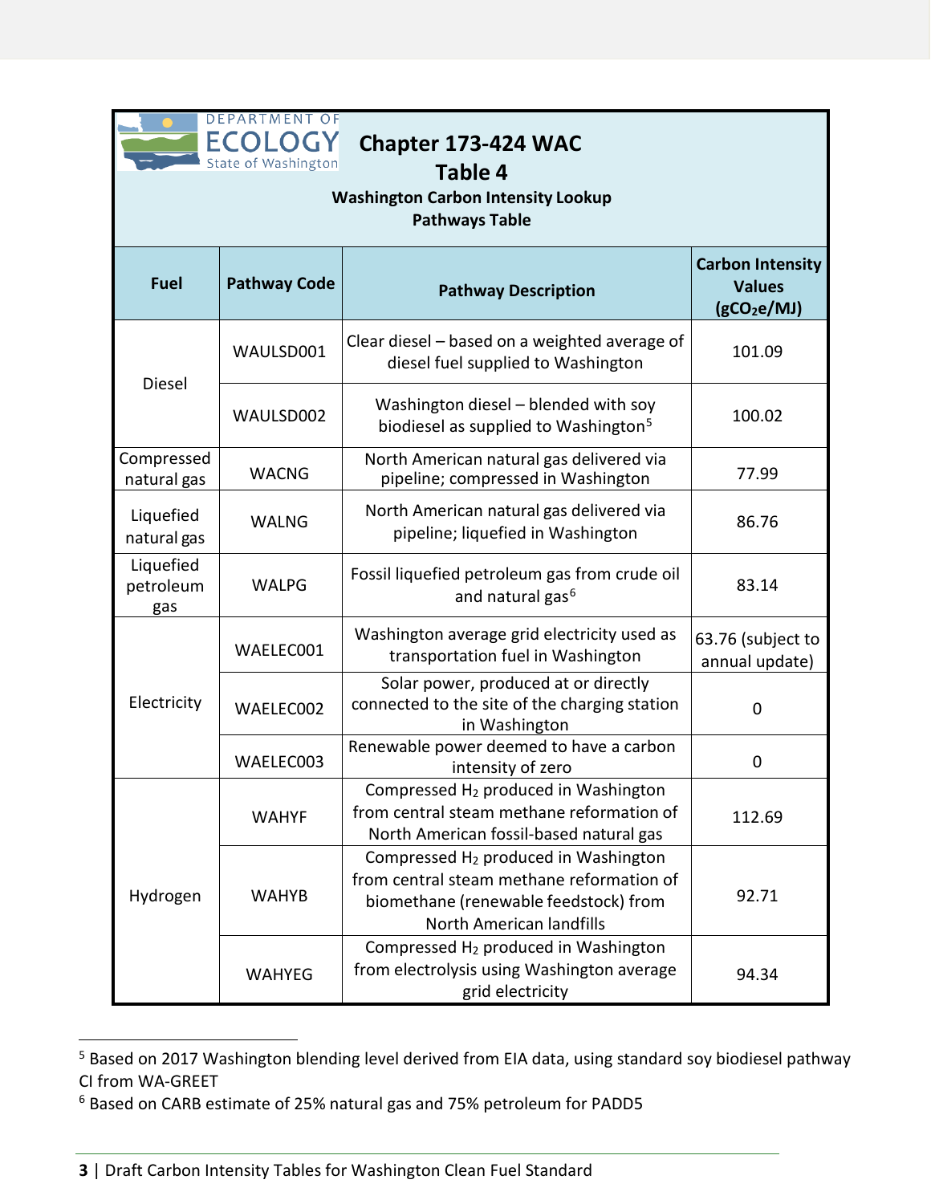**DEPARTMENT OF ECOLOGY State of Washington**

# Chapter 173-424 WAC

## Table 4

### Washington Carbon Intensity Lookup Pathways Table

| Fuel | Pathway Code | Pathway Description | Carbon Intensity Values ($gCO_2e/MJ$) |
|---|---|---|---|
| Diesel | WAULSD001 | Clear diesel – based on a weighted average of diesel fuel supplied to Washington | 101.09 |
| | WAULSD002 | Washington diesel – blended with soy biodiesel as supplied to Washington[5] | 100.02 |
| Compressed natural gas | WACNG | North American natural gas delivered via pipeline; compressed in Washington | 77.99 |
| Liquefied natural gas | WALNG | North American natural gas delivered via pipeline; liquefied in Washington | 86.76 |
| Liquefied petroleum gas | WALPG | Fossil liquefied petroleum gas from crude oil and natural gas[6] | 83.14 |
| Electricity | WAELEC001 | Washington average grid electricity used as transportation fuel in Washington | 63.76 (subject to annual update) |
| | WAELEC002 | Solar power, produced at or directly connected to the site of the charging station in Washington | 0 |
| | WAELEC003 | Renewable power deemed to have a carbon intensity of zero | 0 |
| Hydrogen | WAHYF | Compressed $H_2$ produced in Washington from central steam methane reformation of North American fossil-based natural gas | 112.69 |
| | WAHYB | Compressed $H_2$ produced in Washington from central steam methane reformation of biomethane (renewable feedstock) from North American landfills | 92.71 |
| | WAHYEG | Compressed $H_2$ produced in Washington from electrolysis using Washington average grid electricity | 94.34 |

[5] Based on 2017 Washington blending level derived from EIA data, using standard soy biodiesel pathway CI from WA-GREET

[6] Based on CARB estimate of 25% natural gas and 75% petroleum for PADD5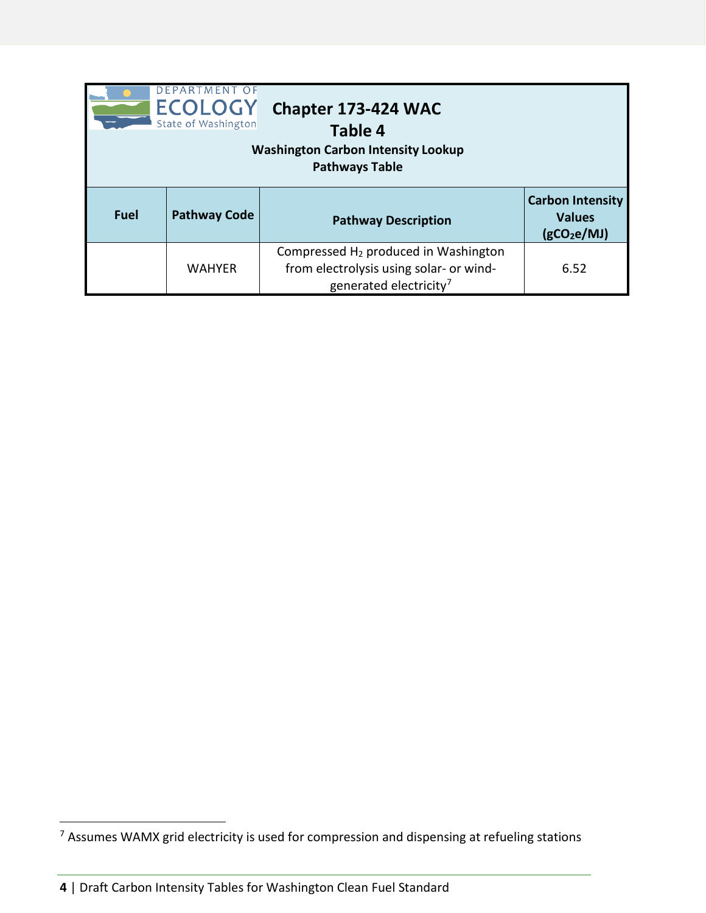**Chapter 173-424 WAC**

**Table 4**

**Washington Carbon Intensity Lookup Pathways Table**

| Fuel | Pathway Code | Pathway Description | Carbon Intensity Values ($gCO_2e/MJ$) |
|---|---|---|---|
| | WAHYER | Compressed $H_2$ produced in Washington from electrolysis using solar- or wind-generated electricity[7] | 6.52 |

[7] Assumes WAMX grid electricity is used for compression and dispensing at refueling stations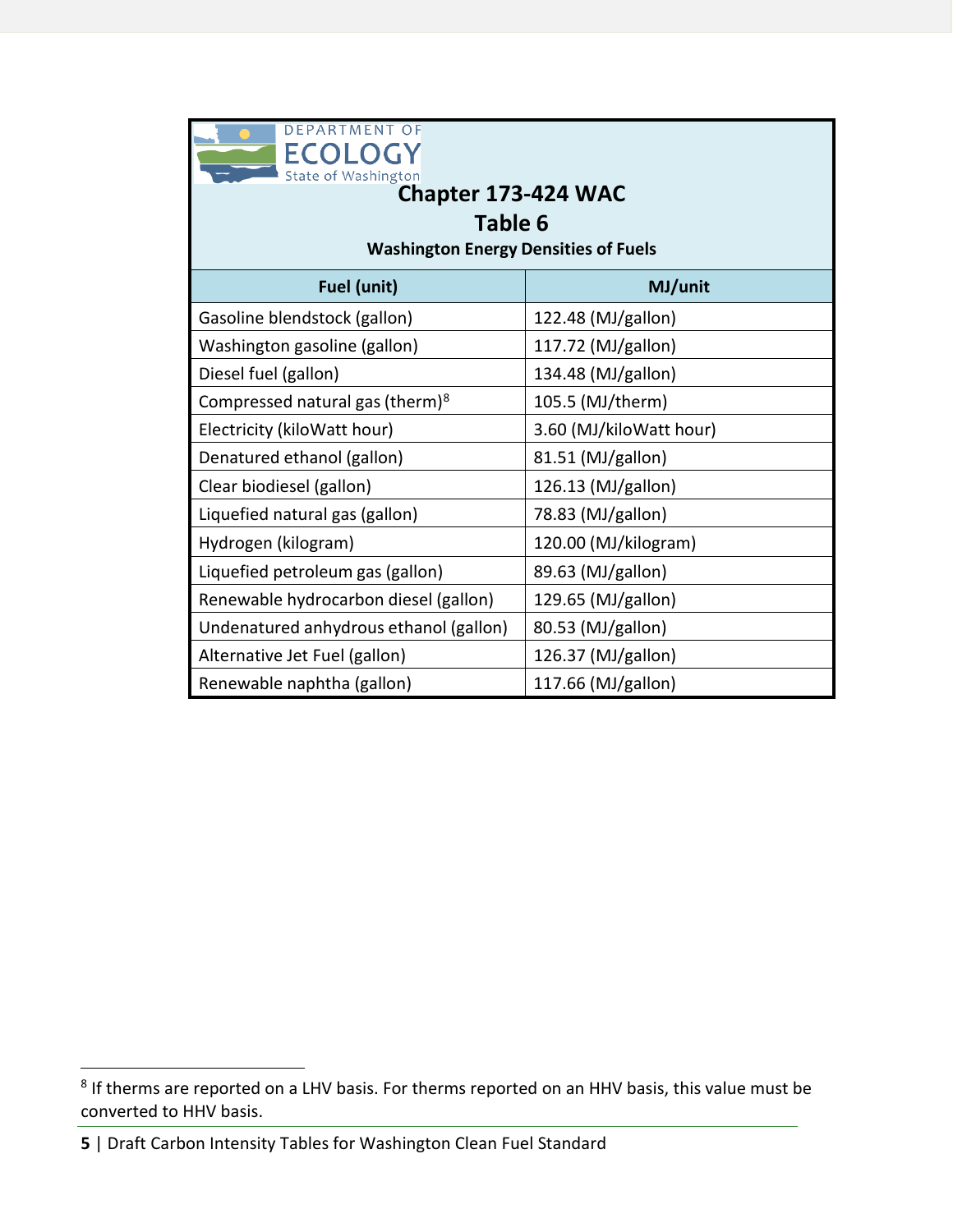DEPARTMENT OF ECOLOGY State of Washington

## Chapter 173-424 WAC

## Table 6

**Washington Energy Densities of Fuels**

| Fuel (unit) | MJ/unit |
|---|---|
| Gasoline blendstock (gallon) | 122.48 (MJ/gallon) |
| Washington gasoline (gallon) | 117.72 (MJ/gallon) |
| Diesel fuel (gallon) | 134.48 (MJ/gallon) |
| Compressed natural gas (therm)[8] | 105.5 (MJ/therm) |
| Electricity (kiloWatt hour) | 3.60 (MJ/kiloWatt hour) |
| Denatured ethanol (gallon) | 81.51 (MJ/gallon) |
| Clear biodiesel (gallon) | 126.13 (MJ/gallon) |
| Liquefied natural gas (gallon) | 78.83 (MJ/gallon) |
| Hydrogen (kilogram) | 120.00 (MJ/kilogram) |
| Liquefied petroleum gas (gallon) | 89.63 (MJ/gallon) |
| Renewable hydrocarbon diesel (gallon) | 129.65 (MJ/gallon) |
| Undenatured anhydrous ethanol (gallon) | 80.53 (MJ/gallon) |
| Alternative Jet Fuel (gallon) | 126.37 (MJ/gallon) |
| Renewable naphtha (gallon) | 117.66 (MJ/gallon) |

[8] If therms are reported on a LHV basis. For therms reported on an HHV basis, this value must be converted to HHV basis.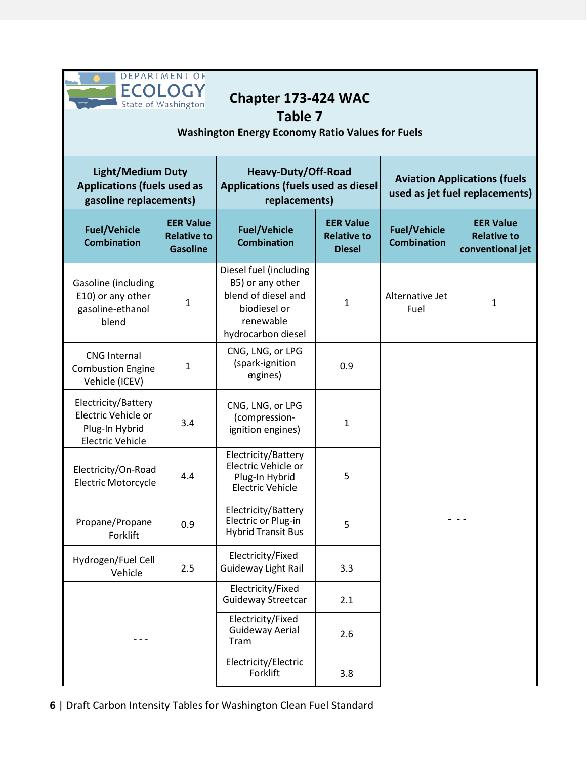# Chapter 173-424 WAC

## Table 7

### Washington Energy Economy Ratio Values for Fuels

| Light/Medium Duty Applications (fuels used as gasoline replacements) | | Heavy-Duty/Off-Road Applications (fuels used as diesel replacements) | | Aviation Applications (fuels used as jet fuel replacements) | |
|---|---|---|---|---|---|
| **Fuel/Vehicle Combination** | **EER Value Relative to Gasoline** | **Fuel/Vehicle Combination** | **EER Value Relative to Diesel** | **Fuel/Vehicle Combination** | **EER Value Relative to conventional jet** |
| Gasoline (including E10) or any other gasoline-ethanol blend | 1 | Diesel fuel (including B5) or any other blend of diesel and biodiesel or renewable hydrocarbon diesel | 1 | Alternative Jet Fuel | 1 |
| CNG Internal Combustion Engine Vehicle (ICEV) | 1 | CNG, LNG, or LPG (spark-ignition engines) | 0.9 | - - - | |
| Electricity/Battery Electric Vehicle or Plug-In Hybrid Electric Vehicle | 3.4 | CNG, LNG, or LPG (compression-ignition engines) | 1 | | |
| Electricity/On-Road Electric Motorcycle | 4.4 | Electricity/Battery Electric Vehicle or Plug-In Hybrid Electric Vehicle | 5 | | |
| Propane/Propane Forklift | 0.9 | Electricity/Battery Electric or Plug-in Hybrid Transit Bus | 5 | | |
| Hydrogen/Fuel Cell Vehicle | 2.5 | Electricity/Fixed Guideway Light Rail | 3.3 | | |
| - - - | | Electricity/Fixed Guideway Streetcar | 2.1 | | |
| | | Electricity/Fixed Guideway Aerial Tram | 2.6 | | |
| | | Electricity/Electric Forklift | 3.8 | | |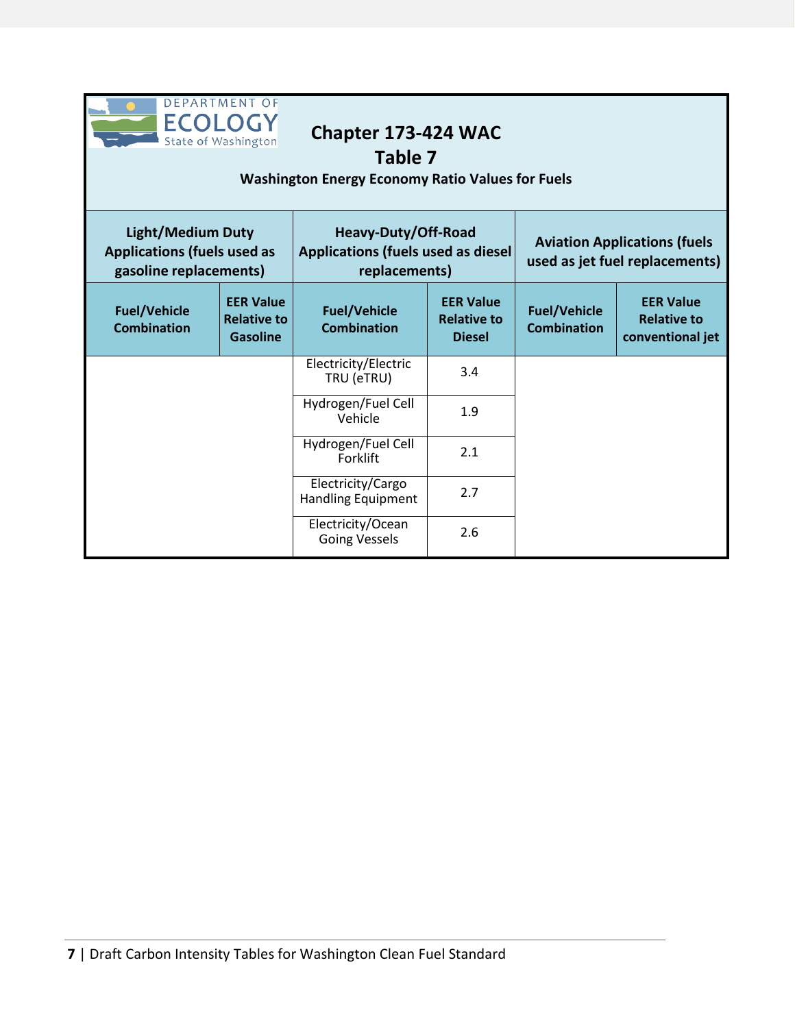## Chapter 173-424 WAC
## Table 7
**Washington Energy Economy Ratio Values for Fuels**

| Light/Medium Duty Applications (fuels used as gasoline replacements) | | Heavy-Duty/Off-Road Applications (fuels used as diesel replacements) | | Aviation Applications (fuels used as jet fuel replacements) | |
|---|---|---|---|---|---|
| **Fuel/Vehicle Combination** | **EER Value Relative to Gasoline** | **Fuel/Vehicle Combination** | **EER Value Relative to Diesel** | **Fuel/Vehicle Combination** | **EER Value Relative to conventional jet** |
| | | Electricity/Electric TRU (eTRU) | 3.4 | | |
| | | Hydrogen/Fuel Cell Vehicle | 1.9 | | |
| | | Hydrogen/Fuel Cell Forklift | 2.1 | | |
| | | Electricity/Cargo Handling Equipment | 2.7 | | |
| | | Electricity/Ocean Going Vessels | 2.6 | | |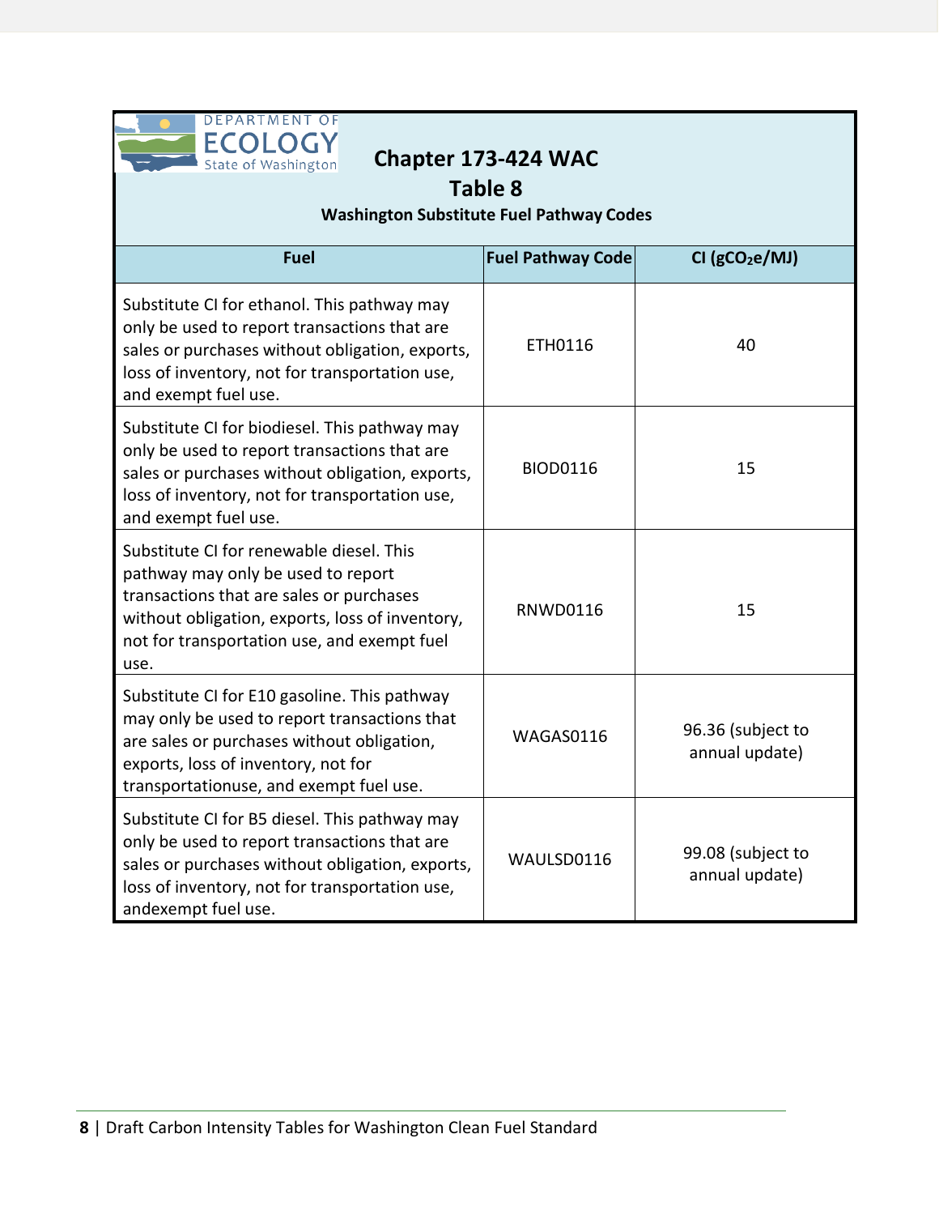# Chapter 173-424 WAC

## Table 8

### Washington Substitute Fuel Pathway Codes

| Fuel | Fuel Pathway Code | CI ($gCO_2e/MJ$) |
|---|---|---|
| Substitute CI for ethanol. This pathway may only be used to report transactions that are sales or purchases without obligation, exports, loss of inventory, not for transportation use, and exempt fuel use. | ETH0116 | 40 |
| Substitute CI for biodiesel. This pathway may only be used to report transactions that are sales or purchases without obligation, exports, loss of inventory, not for transportation use, and exempt fuel use. | BIOD0116 | 15 |
| Substitute CI for renewable diesel. This pathway may only be used to report transactions that are sales or purchases without obligation, exports, loss of inventory, not for transportation use, and exempt fuel use. | RNWD0116 | 15 |
| Substitute CI for E10 gasoline. This pathway may only be used to report transactions that are sales or purchases without obligation, exports, loss of inventory, not for transportationuse, and exempt fuel use. | WAGAS0116 | 96.36 (subject to annual update) |
| Substitute CI for B5 diesel. This pathway may only be used to report transactions that are sales or purchases without obligation, exports, loss of inventory, not for transportation use, andexempt fuel use. | WAULSD0116 | 99.08 (subject to annual update) |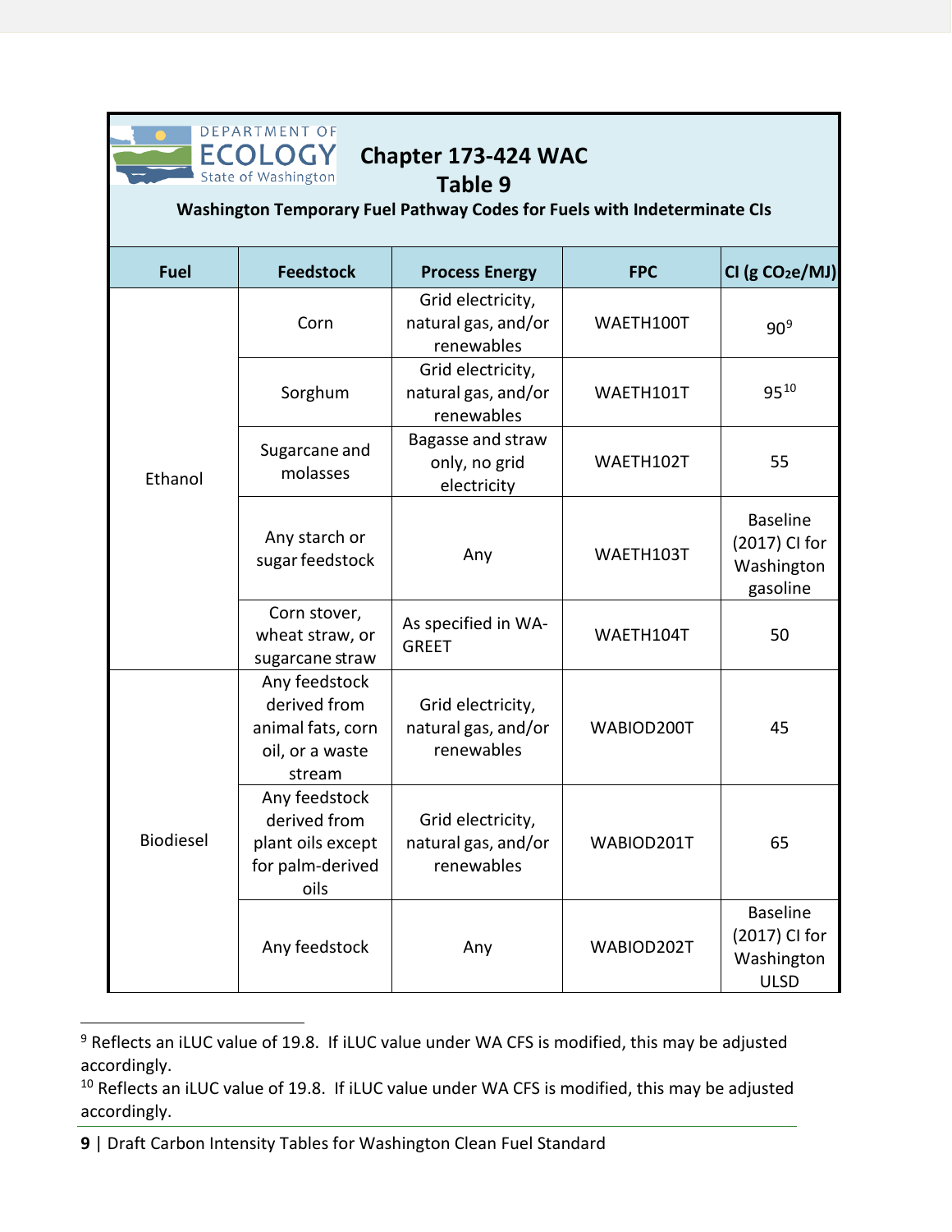# Chapter 173-424 WAC

## Table 9

**Washington Temporary Fuel Pathway Codes for Fuels with Indeterminate CIs**

| Fuel | Feedstock | Process Energy | FPC | CI (g $CO_2$e/MJ) |
|---|---|---|---|---|
| Ethanol | Corn | Grid electricity, natural gas, and/or renewables | WAETH100T | 90[9] |
| | Sorghum | Grid electricity, natural gas, and/or renewables | WAETH101T | 95[10] |
| | Sugarcane and molasses | Bagasse and straw only, no grid electricity | WAETH102T | 55 |
| | Any starch or sugar feedstock | Any | WAETH103T | Baseline (2017) CI for Washington gasoline |
| | Corn stover, wheat straw, or sugarcane straw | As specified in WA-GREET | WAETH104T | 50 |
| Biodiesel | Any feedstock derived from animal fats, corn oil, or a waste stream | Grid electricity, natural gas, and/or renewables | WABIOD200T | 45 |
| | Any feedstock derived from plant oils except for palm-derived oils | Grid electricity, natural gas, and/or renewables | WABIOD201T | 65 |
| | Any feedstock | Any | WABIOD202T | Baseline (2017) CI for Washington ULSD |

[9] Reflects an iLUC value of 19.8. If iLUC value under WA CFS is modified, this may be adjusted accordingly.

[10] Reflects an iLUC value of 19.8. If iLUC value under WA CFS is modified, this may be adjusted accordingly.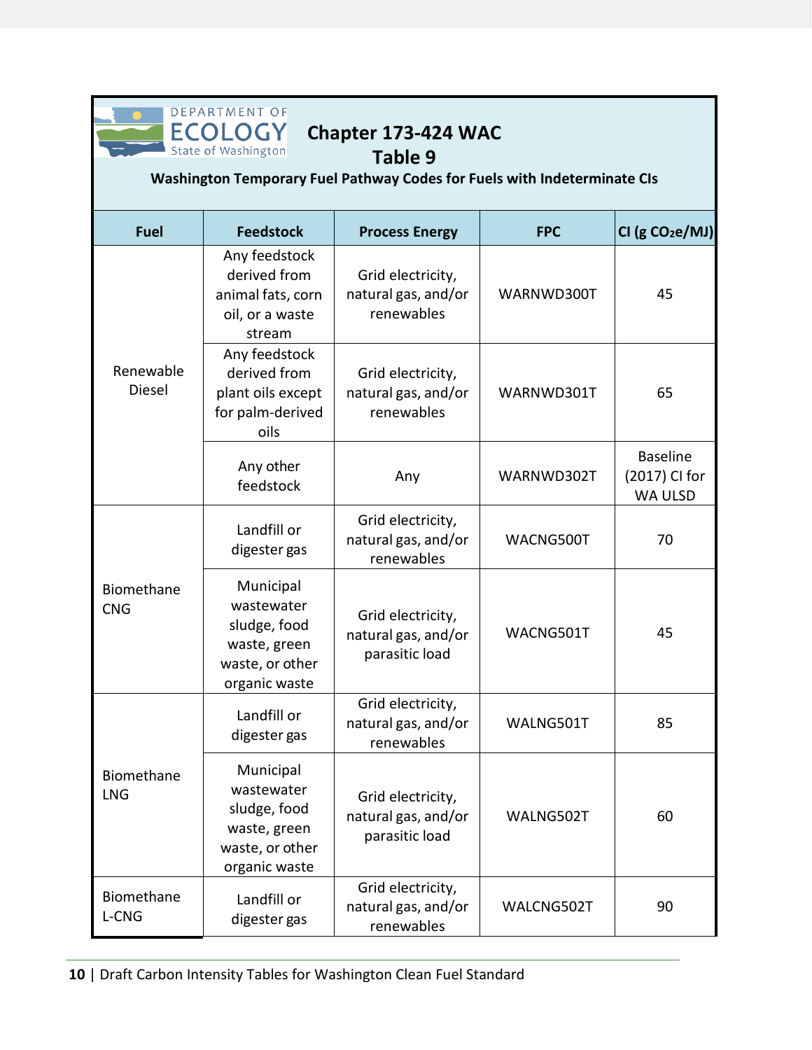# Chapter 173-424 WAC

## Table 9

**Washington Temporary Fuel Pathway Codes for Fuels with Indeterminate CIs**

| Fuel | Feedstock | Process Energy | FPC | CI (g $CO_2e$/MJ) |
|---|---|---|---|---|
| Renewable Diesel | Any feedstock derived from animal fats, corn oil, or a waste stream | Grid electricity, natural gas, and/or renewables | WARNWD300T | 45 |
| | Any feedstock derived from plant oils except for palm-derived oils | Grid electricity, natural gas, and/or renewables | WARNWD301T | 65 |
| | Any other feedstock | Any | WARNWD302T | Baseline (2017) CI for WA ULSD |
| Biomethane CNG | Landfill or digester gas | Grid electricity, natural gas, and/or renewables | WACNG500T | 70 |
| | Municipal wastewater sludge, food waste, green waste, or other organic waste | Grid electricity, natural gas, and/or parasitic load | WACNG501T | 45 |
| Biomethane LNG | Landfill or digester gas | Grid electricity, natural gas, and/or renewables | WALNG501T | 85 |
| | Municipal wastewater sludge, food waste, green waste, or other organic waste | Grid electricity, natural gas, and/or parasitic load | WALNG502T | 60 |
| Biomethane L-CNG | Landfill or digester gas | Grid electricity, natural gas, and/or renewables | WALCNG502T | 90 |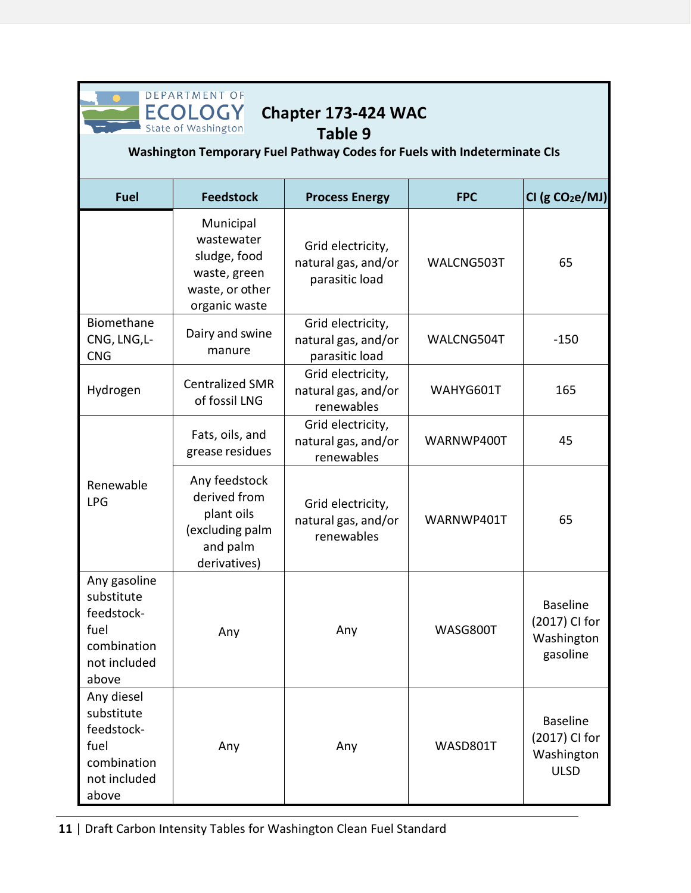# Chapter 173-424 WAC

## Table 9

**Washington Temporary Fuel Pathway Codes for Fuels with Indeterminate CIs**

| Fuel | Feedstock | Process Energy | FPC | CI (g $CO_2$e/MJ) |
|---|---|---|---|---|
| Biomethane CNG, LNG,L-CNG | Municipal wastewater sludge, food waste, green waste, or other organic waste | Grid electricity, natural gas, and/or parasitic load | WALCNG503T | 65 |
| Biomethane CNG, LNG,L-CNG | Dairy and swine manure | Grid electricity, natural gas, and/or parasitic load | WALCNG504T | -150 |
| Hydrogen | Centralized SMR of fossil LNG | Grid electricity, natural gas, and/or renewables | WAHYG601T | 165 |
| Renewable LPG | Fats, oils, and grease residues | Grid electricity, natural gas, and/or renewables | WARNWP400T | 45 |
| Renewable LPG | Any feedstock derived from plant oils (excluding palm and palm derivatives) | Grid electricity, natural gas, and/or renewables | WARNWP401T | 65 |
| Any gasoline substitute feedstock-fuel combination not included above | Any | Any | WASG800T | Baseline (2017) CI for Washington gasoline |
| Any diesel substitute feedstock-fuel combination not included above | Any | Any | WASD801T | Baseline (2017) CI for Washington ULSD |